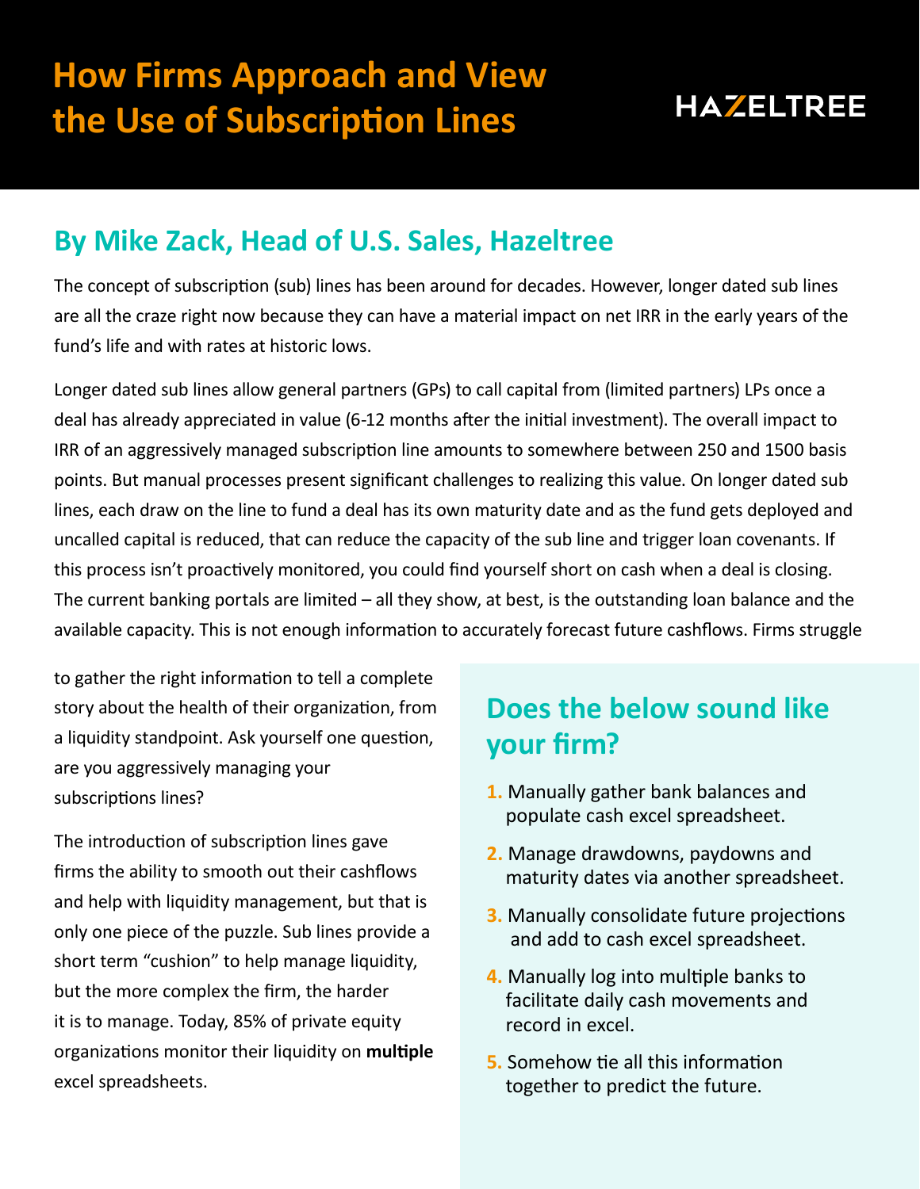# How Firms Approach and View the Use of Subscription Lines

HAZELTREE

## By Mike Zack, Head of U.S. Sales, Hazeltree

The concept of subscription (sub) lines has been around for decades. However, longer dated sub lines are all the craze right now because they can have a material impact on net IRR in the early years of the fund's life and with rates at historic lows.

Longer dated sub lines allow general partners (GPs) to call capital from (limited partners) LPs once a deal has already appreciated in value (6-12 months after the initial investment). The overall impact to IRR of an aggressively managed subscription line amounts to somewhere between 250 and 1500 basis points. But manual processes present significant challenges to realizing this value. On longer dated sub lines, each draw on the line to fund a deal has its own maturity date and as the fund gets deployed and uncalled capital is reduced, that can reduce the capacity of the sub line and trigger loan covenants. If this process isn't proactively monitored, you could find yourself short on cash when a deal is closing. The current banking portals are limited – all they show, at best, is the outstanding loan balance and the available capacity. This is not enough information to accurately forecast future cashflows. Firms struggle to gather the right information to tell a complete story about the health of their organization, from a liquidity standpoint. Ask yourself one question, are you aggressively managing your subscriptions lines?

The introduction of subscription lines gave firms the ability to smooth out their cashflows and help with liquidity management, but that is only one piece of the puzzle. Sub lines provide a short term "cushion" to help manage liquidity, but the more complex the firm, the harder it is to manage. Today, 85% of private equity organizations monitor their liquidity on **multiple** excel spreadsheets.

## Does the below sound like your firm?

1. Manually gather bank balances and populate cash excel spreadsheet.
2. Manage drawdowns, paydowns and maturity dates via another spreadsheet.
3. Manually consolidate future projections and add to cash excel spreadsheet.
4. Manually log into multiple banks to facilitate daily cash movements and record in excel.
5. Somehow tie all this information together to predict the future.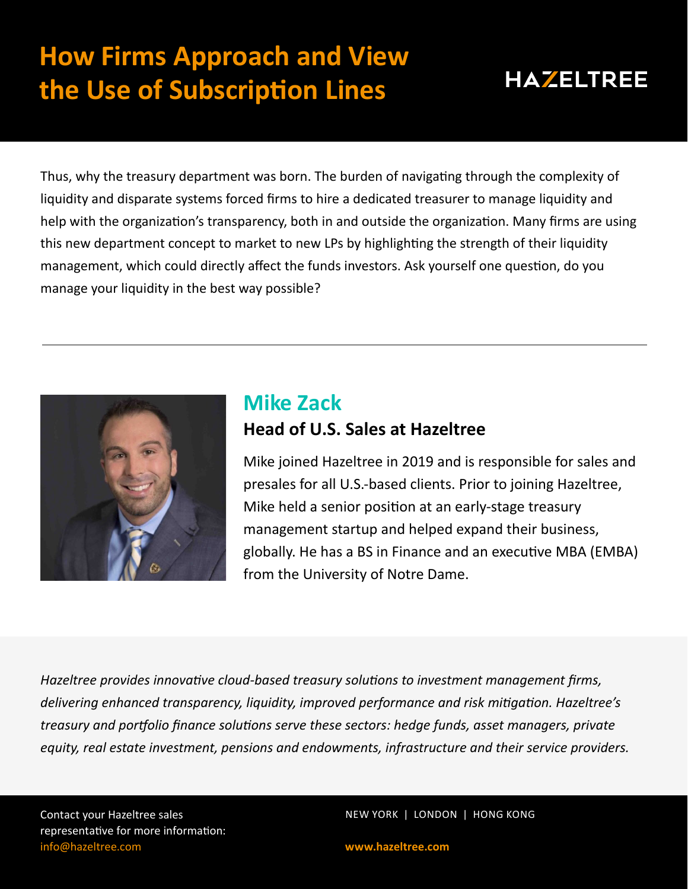# How Firms Approach and View the Use of Subscription Lines

HAZELTREE

Thus, why the treasury department was born. The burden of navigating through the complexity of liquidity and disparate systems forced firms to hire a dedicated treasurer to manage liquidity and help with the organization's transparency, both in and outside the organization. Many firms are using this new department concept to market to new LPs by highlighting the strength of their liquidity management, which could directly affect the funds investors. Ask yourself one question, do you manage your liquidity in the best way possible?

---

## Mike Zack

### Head of U.S. Sales at Hazeltree

Mike joined Hazeltree in 2019 and is responsible for sales and presales for all U.S.-based clients. Prior to joining Hazeltree, Mike held a senior position at an early-stage treasury management startup and helped expand their business, globally. He has a BS in Finance and an executive MBA (EMBA) from the University of Notre Dame.

*Hazeltree provides innovative cloud-based treasury solutions to investment management firms, delivering enhanced transparency, liquidity, improved performance and risk mitigation. Hazeltree's treasury and portfolio finance solutions serve these sectors: hedge funds, asset managers, private equity, real estate investment, pensions and endowments, infrastructure and their service providers.*

Contact your Hazeltree sales representative for more information: info@hazeltree.com

NEW YORK | LONDON | HONG KONG

**www.hazeltree.com**